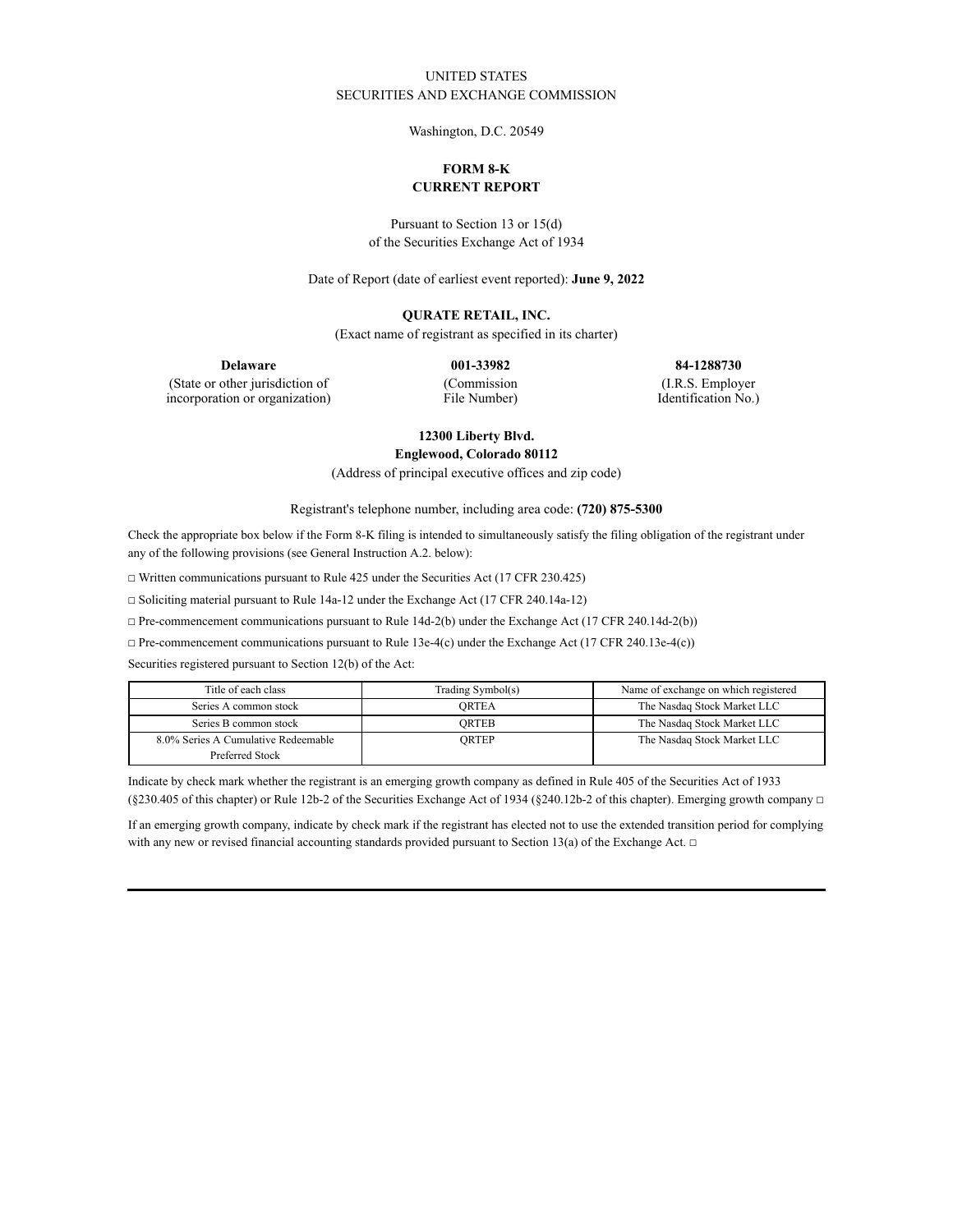UNITED STATES
SECURITIES AND EXCHANGE COMMISSION

Washington, D.C. 20549

**FORM 8-K**
**CURRENT REPORT**

Pursuant to Section 13 or 15(d)
of the Securities Exchange Act of 1934

Date of Report (date of earliest event reported): **June 9, 2022**

**QURATE RETAIL, INC.**
(Exact name of registrant as specified in its charter)

| **Delaware** | **001-33982** | **84-1288730** |
|---|---|---|
| (State or other jurisdiction of incorporation or organization) | (Commission File Number) | (I.R.S. Employer Identification No.) |

**12300 Liberty Blvd.**
**Englewood, Colorado 80112**
(Address of principal executive offices and zip code)

Registrant's telephone number, including area code: **(720) 875-5300**

Check the appropriate box below if the Form 8-K filing is intended to simultaneously satisfy the filing obligation of the registrant under any of the following provisions (see General Instruction A.2. below):

□ Written communications pursuant to Rule 425 under the Securities Act (17 CFR 230.425)

□ Soliciting material pursuant to Rule 14a-12 under the Exchange Act (17 CFR 240.14a-12)

□ Pre-commencement communications pursuant to Rule 14d-2(b) under the Exchange Act (17 CFR 240.14d-2(b))

□ Pre-commencement communications pursuant to Rule 13e-4(c) under the Exchange Act (17 CFR 240.13e-4(c))

Securities registered pursuant to Section 12(b) of the Act:

| Title of each class | Trading Symbol(s) | Name of exchange on which registered |
|---|---|---|
| Series A common stock | QRTEA | The Nasdaq Stock Market LLC |
| Series B common stock | QRTEB | The Nasdaq Stock Market LLC |
| 8.0% Series A Cumulative Redeemable Preferred Stock | QRTEP | The Nasdaq Stock Market LLC |

Indicate by check mark whether the registrant is an emerging growth company as defined in Rule 405 of the Securities Act of 1933 (§230.405 of this chapter) or Rule 12b-2 of the Securities Exchange Act of 1934 (§240.12b-2 of this chapter). Emerging growth company □

If an emerging growth company, indicate by check mark if the registrant has elected not to use the extended transition period for complying with any new or revised financial accounting standards provided pursuant to Section 13(a) of the Exchange Act. □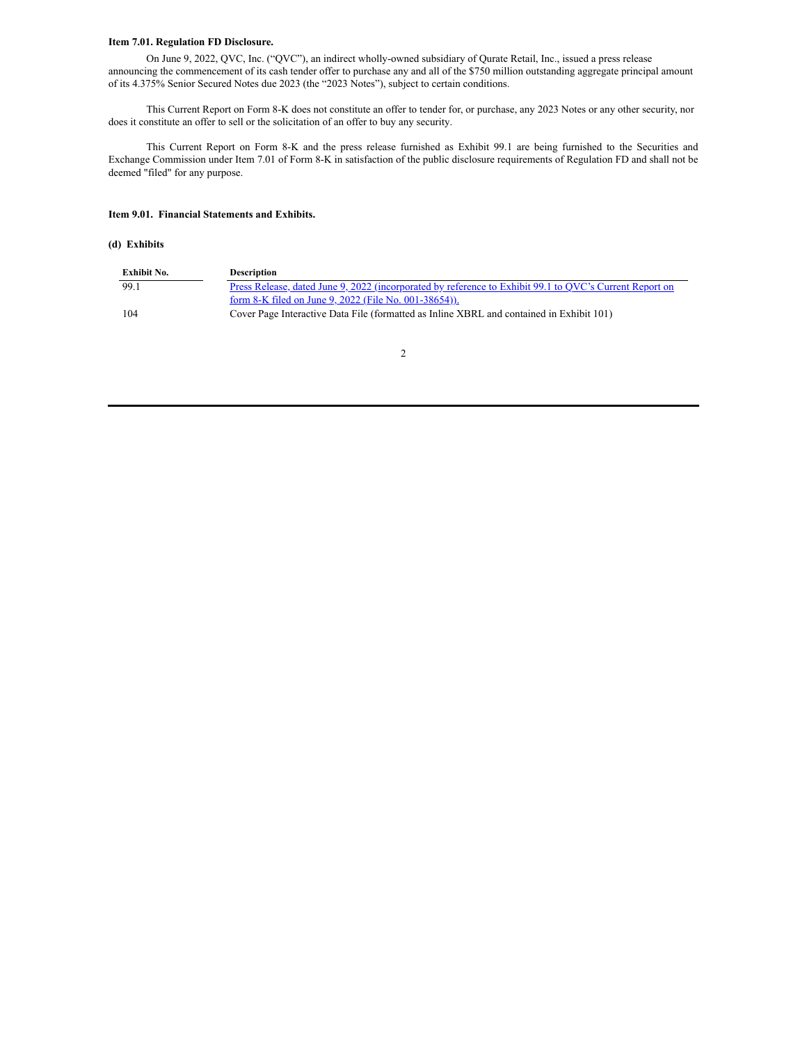**Item 7.01. Regulation FD Disclosure.**

On June 9, 2022, QVC, Inc. ("QVC"), an indirect wholly-owned subsidiary of Qurate Retail, Inc., issued a press release announcing the commencement of its cash tender offer to purchase any and all of the $750 million outstanding aggregate principal amount of its 4.375% Senior Secured Notes due 2023 (the "2023 Notes"), subject to certain conditions.

This Current Report on Form 8-K does not constitute an offer to tender for, or purchase, any 2023 Notes or any other security, nor does it constitute an offer to sell or the solicitation of an offer to buy any security.

This Current Report on Form 8-K and the press release furnished as Exhibit 99.1 are being furnished to the Securities and Exchange Commission under Item 7.01 of Form 8-K in satisfaction of the public disclosure requirements of Regulation FD and shall not be deemed "filed" for any purpose.

**Item 9.01. Financial Statements and Exhibits.**

**(d) Exhibits**

| Exhibit No. | Description |
| --- | --- |
| 99.1 | Press Release, dated June 9, 2022 (incorporated by reference to Exhibit 99.1 to QVC's Current Report on form 8-K filed on June 9, 2022 (File No. 001-38654)). |
| 104 | Cover Page Interactive Data File (formatted as Inline XBRL and contained in Exhibit 101) |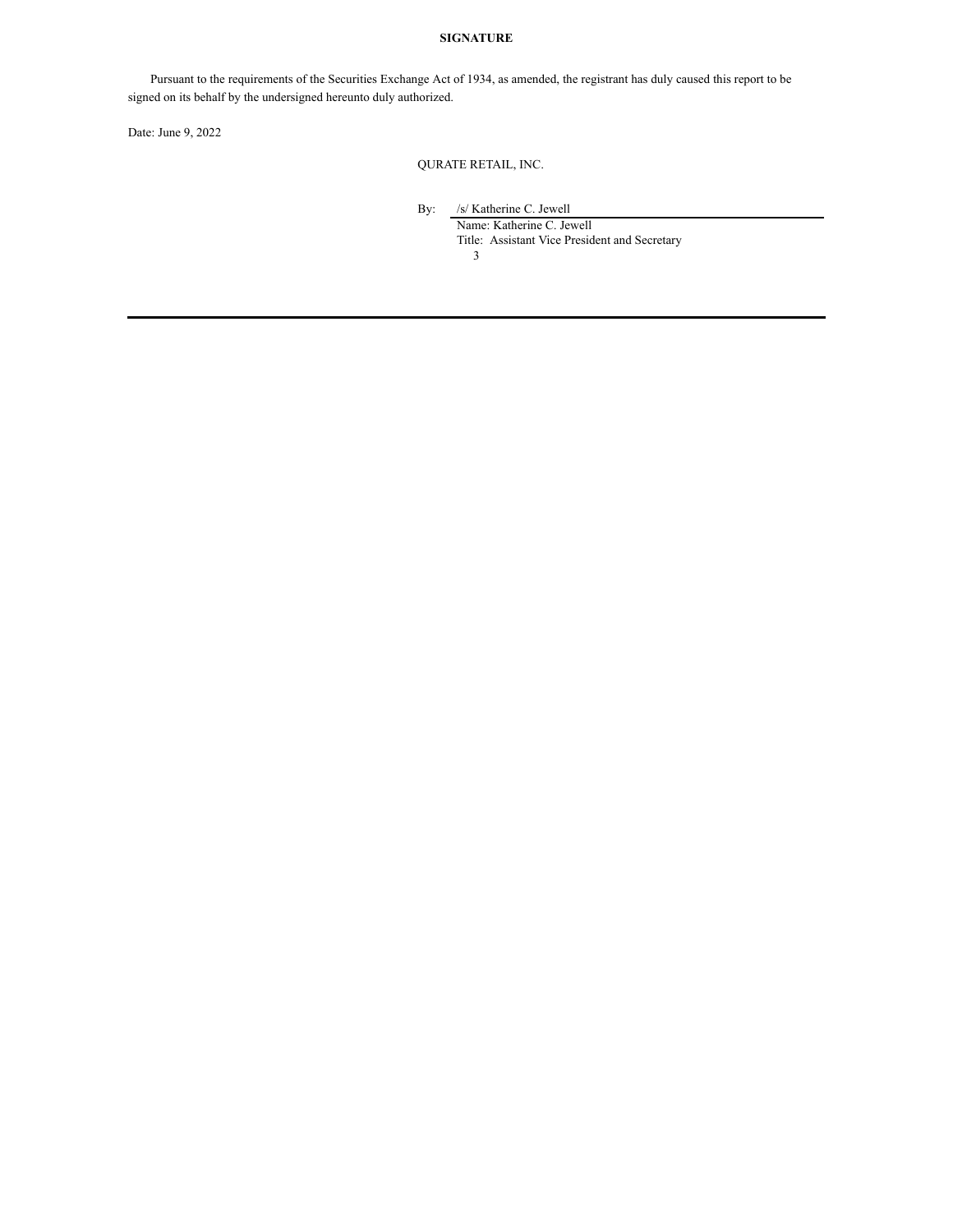**SIGNATURE**

Pursuant to the requirements of the Securities Exchange Act of 1934, as amended, the registrant has duly caused this report to be signed on its behalf by the undersigned hereunto duly authorized.

Date: June 9, 2022

QURATE RETAIL, INC.

By: /s/ Katherine C. Jewell

Name: Katherine C. Jewell

Title: Assistant Vice President and Secretary